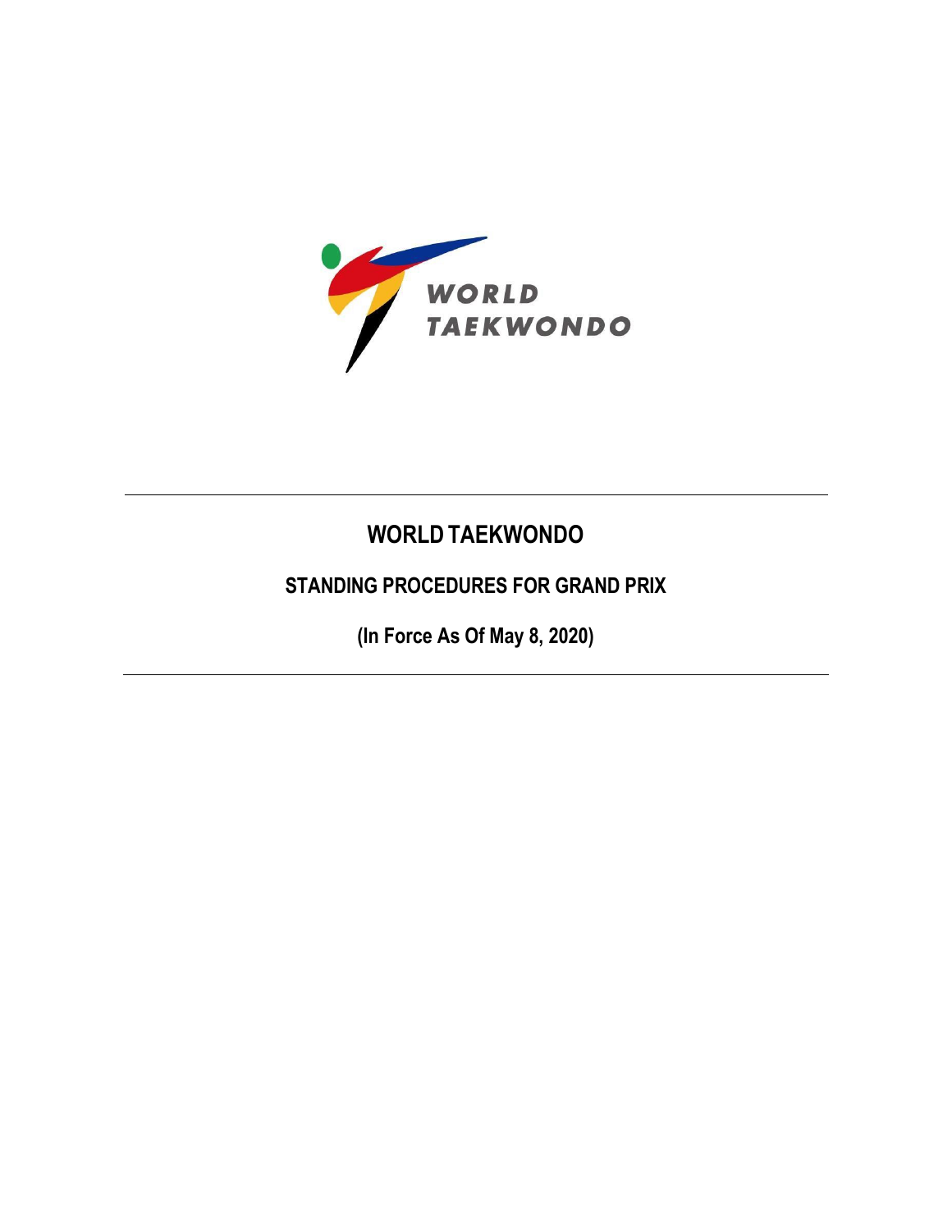# WORLD TAEKWONDO

## STANDING PROCEDURES FOR GRAND PRIX

**(In Force As Of May 8, 2020)**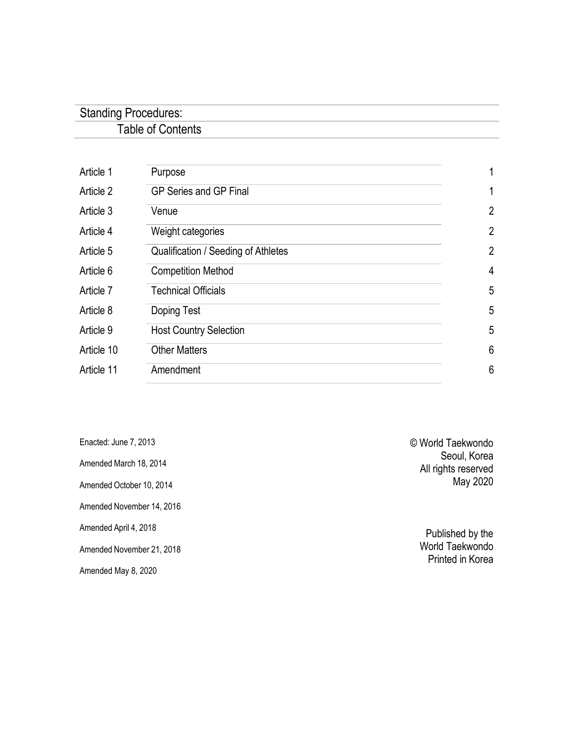# Standing Procedures:

## Table of Contents

| | | |
|---|---|---|
| Article 1 | Purpose | 1 |
| Article 2 | GP Series and GP Final | 1 |
| Article 3 | Venue | 2 |
| Article 4 | Weight categories | 2 |
| Article 5 | Qualification / Seeding of Athletes | 2 |
| Article 6 | Competition Method | 4 |
| Article 7 | Technical Officials | 5 |
| Article 8 | Doping Test | 5 |
| Article 9 | Host Country Selection | 5 |
| Article 10 | Other Matters | 6 |
| Article 11 | Amendment | 6 |

Enacted: June 7, 2013

Amended March 18, 2014

Amended October 10, 2014

Amended November 14, 2016

Amended April 4, 2018

Amended November 21, 2018

Amended May 8, 2020

© World Taekwondo
Seoul, Korea
All rights reserved
May 2020

Published by the
World Taekwondo
Printed in Korea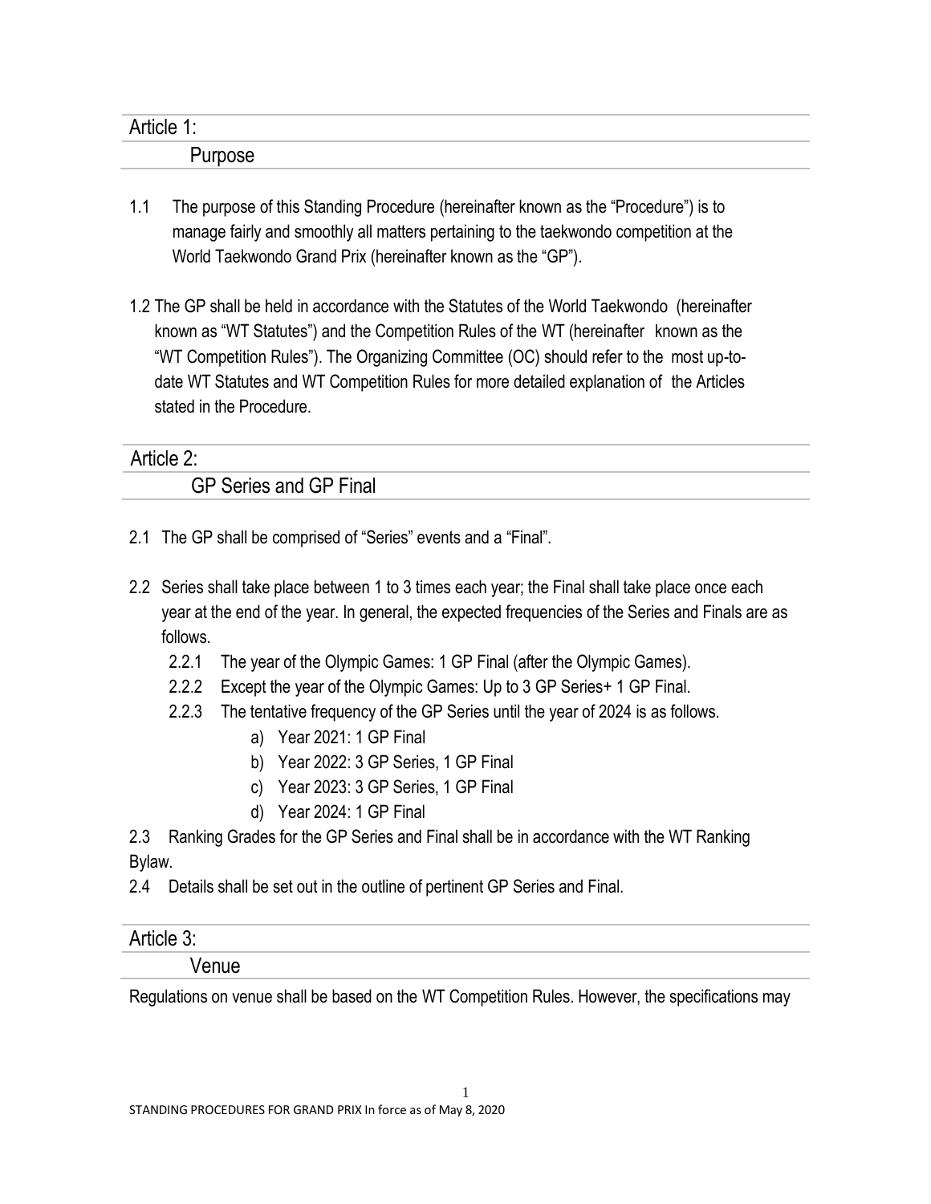## Article 1: Purpose

1.1 The purpose of this Standing Procedure (hereinafter known as the "Procedure") is to manage fairly and smoothly all matters pertaining to the taekwondo competition at the World Taekwondo Grand Prix (hereinafter known as the "GP").

1.2 The GP shall be held in accordance with the Statutes of the World Taekwondo (hereinafter known as "WT Statutes") and the Competition Rules of the WT (hereinafter known as the "WT Competition Rules"). The Organizing Committee (OC) should refer to the most up-to-date WT Statutes and WT Competition Rules for more detailed explanation of the Articles stated in the Procedure.

## Article 2: GP Series and GP Final

2.1 The GP shall be comprised of "Series" events and a "Final".

2.2 Series shall take place between 1 to 3 times each year; the Final shall take place once each year at the end of the year. In general, the expected frequencies of the Series and Finals are as follows.

- 2.2.1 The year of the Olympic Games: 1 GP Final (after the Olympic Games).
- 2.2.2 Except the year of the Olympic Games: Up to 3 GP Series+ 1 GP Final.
- 2.2.3 The tentative frequency of the GP Series until the year of 2024 is as follows.
  - a) Year 2021: 1 GP Final
  - b) Year 2022: 3 GP Series, 1 GP Final
  - c) Year 2023: 3 GP Series, 1 GP Final
  - d) Year 2024: 1 GP Final

2.3 Ranking Grades for the GP Series and Final shall be in accordance with the WT Ranking Bylaw.

2.4 Details shall be set out in the outline of pertinent GP Series and Final.

## Article 3: Venue

Regulations on venue shall be based on the WT Competition Rules. However, the specifications may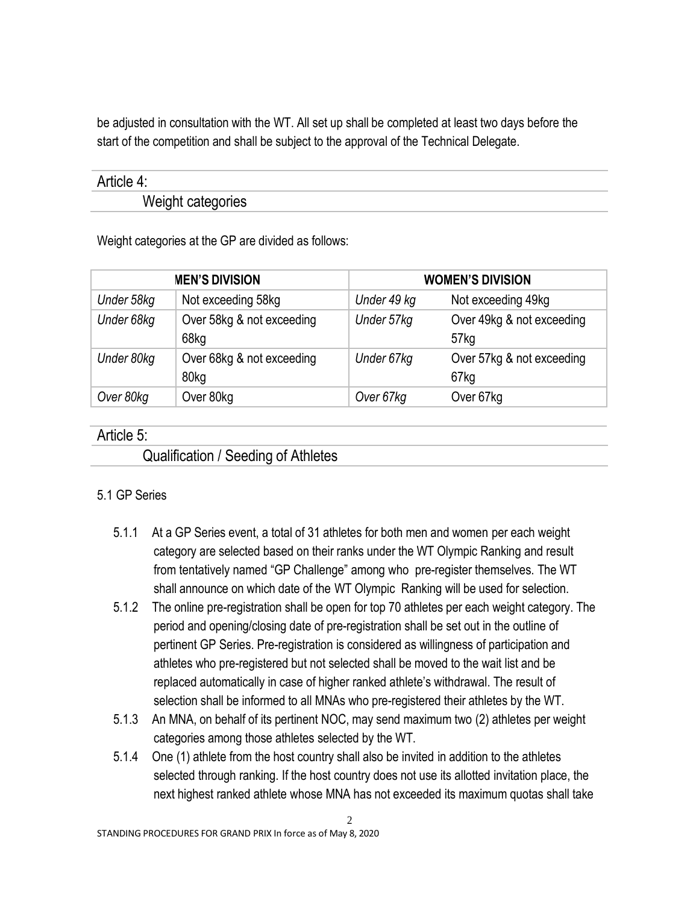be adjusted in consultation with the WT. All set up shall be completed at least two days before the start of the competition and shall be subject to the approval of the Technical Delegate.

## Article 4:

### Weight categories

Weight categories at the GP are divided as follows:

| MEN'S DIVISION | | WOMEN'S DIVISION | |
|---|---|---|---|
| *Under 58kg* | Not exceeding 58kg | *Under 49 kg* | Not exceeding 49kg |
| *Under 68kg* | Over 58kg & not exceeding 68kg | *Under 57kg* | Over 49kg & not exceeding 57kg |
| *Under 80kg* | Over 68kg & not exceeding 80kg | *Under 67kg* | Over 57kg & not exceeding 67kg |
| *Over 80kg* | Over 80kg | *Over 67kg* | Over 67kg |

## Article 5:

### Qualification / Seeding of Athletes

5.1 GP Series

- 5.1.1 At a GP Series event, a total of 31 athletes for both men and women per each weight category are selected based on their ranks under the WT Olympic Ranking and result from tentatively named "GP Challenge" among who pre-register themselves. The WT shall announce on which date of the WT Olympic Ranking will be used for selection.
- 5.1.2 The online pre-registration shall be open for top 70 athletes per each weight category. The period and opening/closing date of pre-registration shall be set out in the outline of pertinent GP Series. Pre-registration is considered as willingness of participation and athletes who pre-registered but not selected shall be moved to the wait list and be replaced automatically in case of higher ranked athlete's withdrawal. The result of selection shall be informed to all MNAs who pre-registered their athletes by the WT.
- 5.1.3 An MNA, on behalf of its pertinent NOC, may send maximum two (2) athletes per weight categories among those athletes selected by the WT.
- 5.1.4 One (1) athlete from the host country shall also be invited in addition to the athletes selected through ranking. If the host country does not use its allotted invitation place, the next highest ranked athlete whose MNA has not exceeded its maximum quotas shall take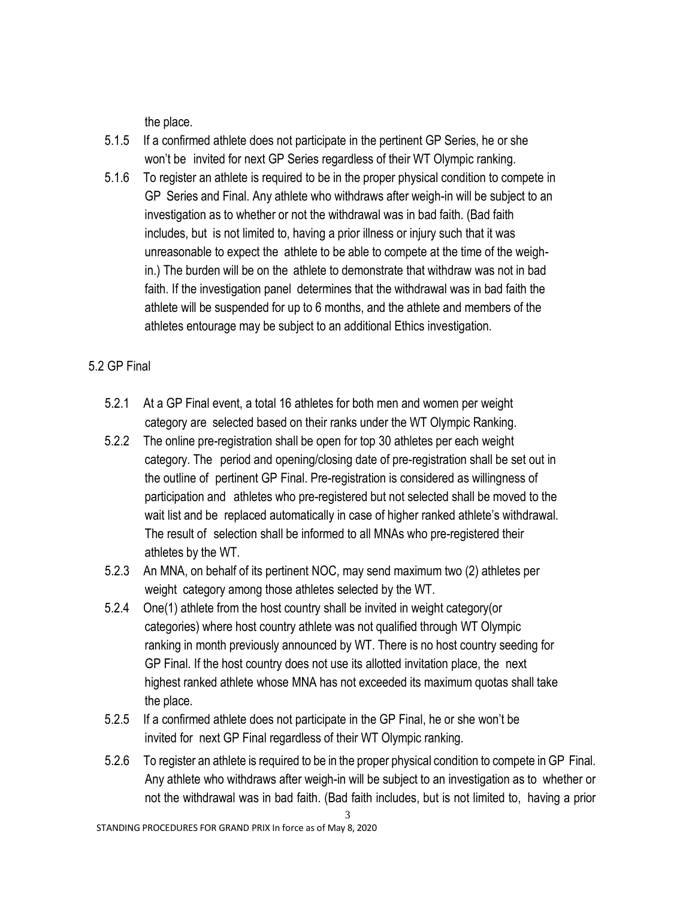the place.

- 5.1.5 If a confirmed athlete does not participate in the pertinent GP Series, he or she won't be invited for next GP Series regardless of their WT Olympic ranking.
- 5.1.6 To register an athlete is required to be in the proper physical condition to compete in GP Series and Final. Any athlete who withdraws after weigh-in will be subject to an investigation as to whether or not the withdrawal was in bad faith. (Bad faith includes, but is not limited to, having a prior illness or injury such that it was unreasonable to expect the athlete to be able to compete at the time of the weigh-in.) The burden will be on the athlete to demonstrate that withdraw was not in bad faith. If the investigation panel determines that the withdrawal was in bad faith the athlete will be suspended for up to 6 months, and the athlete and members of the athletes entourage may be subject to an additional Ethics investigation.

5.2 GP Final

- 5.2.1 At a GP Final event, a total 16 athletes for both men and women per weight category are selected based on their ranks under the WT Olympic Ranking.
- 5.2.2 The online pre-registration shall be open for top 30 athletes per each weight category. The period and opening/closing date of pre-registration shall be set out in the outline of pertinent GP Final. Pre-registration is considered as willingness of participation and athletes who pre-registered but not selected shall be moved to the wait list and be replaced automatically in case of higher ranked athlete's withdrawal. The result of selection shall be informed to all MNAs who pre-registered their athletes by the WT.
- 5.2.3 An MNA, on behalf of its pertinent NOC, may send maximum two (2) athletes per weight category among those athletes selected by the WT.
- 5.2.4 One(1) athlete from the host country shall be invited in weight category(or categories) where host country athlete was not qualified through WT Olympic ranking in month previously announced by WT. There is no host country seeding for GP Final. If the host country does not use its allotted invitation place, the next highest ranked athlete whose MNA has not exceeded its maximum quotas shall take the place.
- 5.2.5 If a confirmed athlete does not participate in the GP Final, he or she won't be invited for next GP Final regardless of their WT Olympic ranking.
- 5.2.6 To register an athlete is required to be in the proper physical condition to compete in GP Final. Any athlete who withdraws after weigh-in will be subject to an investigation as to whether or not the withdrawal was in bad faith. (Bad faith includes, but is not limited to, having a prior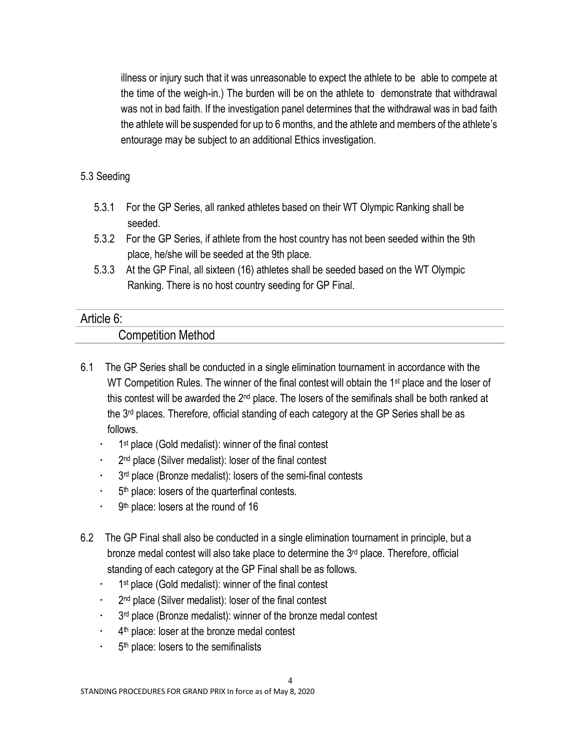illness or injury such that it was unreasonable to expect the athlete to be able to compete at the time of the weigh-in.) The burden will be on the athlete to demonstrate that withdrawal was not in bad faith. If the investigation panel determines that the withdrawal was in bad faith the athlete will be suspended for up to 6 months, and the athlete and members of the athlete's entourage may be subject to an additional Ethics investigation.

5.3 Seeding

5.3.1 For the GP Series, all ranked athletes based on their WT Olympic Ranking shall be seeded.

5.3.2 For the GP Series, if athlete from the host country has not been seeded within the 9th place, he/she will be seeded at the 9th place.

5.3.3 At the GP Final, all sixteen (16) athletes shall be seeded based on the WT Olympic Ranking. There is no host country seeding for GP Final.

## Article 6:

## Competition Method

6.1 The GP Series shall be conducted in a single elimination tournament in accordance with the WT Competition Rules. The winner of the final contest will obtain the 1st place and the loser of this contest will be awarded the 2nd place. The losers of the semifinals shall be both ranked at the 3rd places. Therefore, official standing of each category at the GP Series shall be as follows.

- 1st place (Gold medalist): winner of the final contest
- 2nd place (Silver medalist): loser of the final contest
- 3rd place (Bronze medalist): losers of the semi-final contests
- 5th place: losers of the quarterfinal contests.
- 9th place: losers at the round of 16

6.2 The GP Final shall also be conducted in a single elimination tournament in principle, but a bronze medal contest will also take place to determine the 3rd place. Therefore, official standing of each category at the GP Final shall be as follows.

- 1st place (Gold medalist): winner of the final contest
- 2nd place (Silver medalist): loser of the final contest
- 3rd place (Bronze medalist): winner of the bronze medal contest
- 4th place: loser at the bronze medal contest
- 5th place: losers to the semifinalists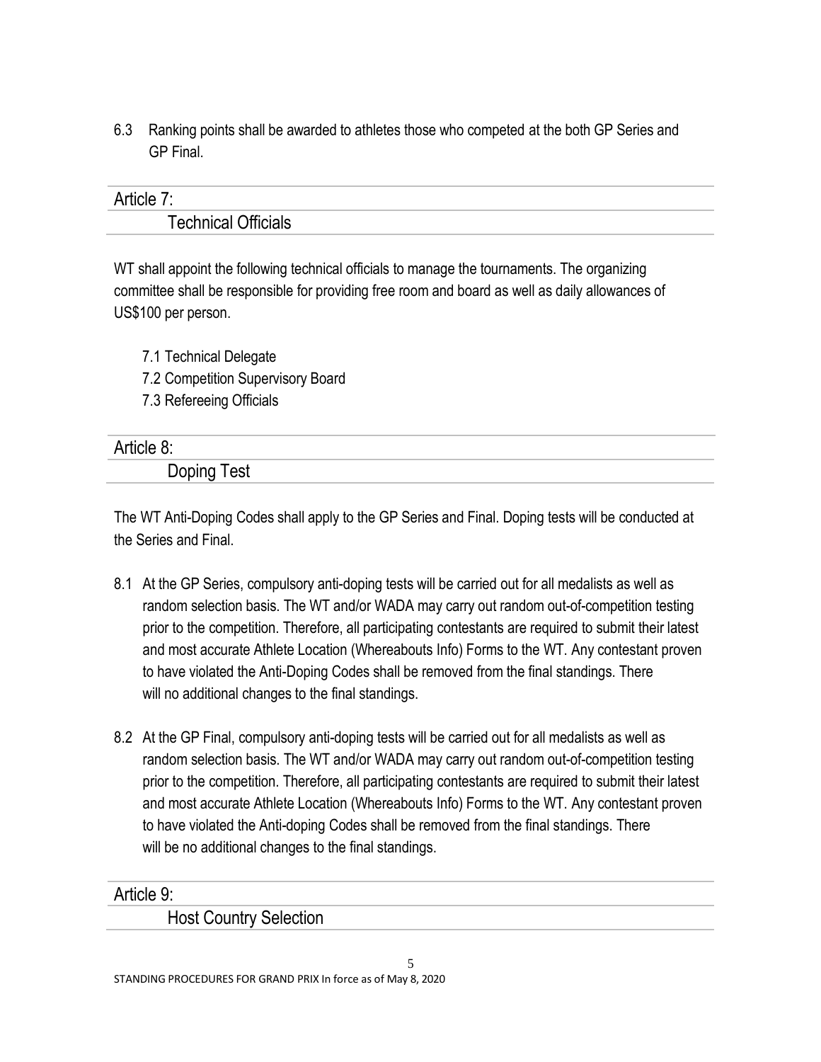6.3 Ranking points shall be awarded to athletes those who competed at the both GP Series and GP Final.

## Article 7: Technical Officials

WT shall appoint the following technical officials to manage the tournaments. The organizing committee shall be responsible for providing free room and board as well as daily allowances of US$100 per person.

7.1 Technical Delegate
7.2 Competition Supervisory Board
7.3 Refereeing Officials

## Article 8: Doping Test

The WT Anti-Doping Codes shall apply to the GP Series and Final. Doping tests will be conducted at the Series and Final.

8.1 At the GP Series, compulsory anti-doping tests will be carried out for all medalists as well as random selection basis. The WT and/or WADA may carry out random out-of-competition testing prior to the competition. Therefore, all participating contestants are required to submit their latest and most accurate Athlete Location (Whereabouts Info) Forms to the WT. Any contestant proven to have violated the Anti-Doping Codes shall be removed from the final standings. There will no additional changes to the final standings.

8.2 At the GP Final, compulsory anti-doping tests will be carried out for all medalists as well as random selection basis. The WT and/or WADA may carry out random out-of-competition testing prior to the competition. Therefore, all participating contestants are required to submit their latest and most accurate Athlete Location (Whereabouts Info) Forms to the WT. Any contestant proven to have violated the Anti-doping Codes shall be removed from the final standings. There will be no additional changes to the final standings.

## Article 9: Host Country Selection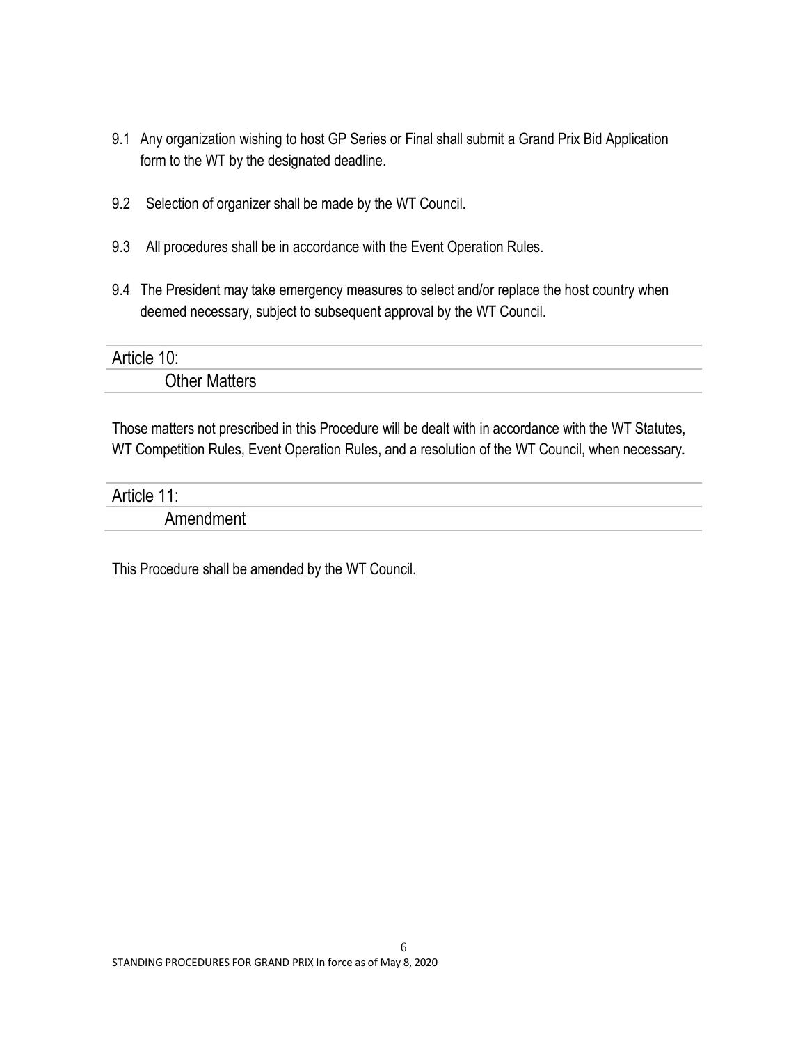9.1 Any organization wishing to host GP Series or Final shall submit a Grand Prix Bid Application form to the WT by the designated deadline.

9.2 Selection of organizer shall be made by the WT Council.

9.3 All procedures shall be in accordance with the Event Operation Rules.

9.4 The President may take emergency measures to select and/or replace the host country when deemed necessary, subject to subsequent approval by the WT Council.

## Article 10:

### Other Matters

Those matters not prescribed in this Procedure will be dealt with in accordance with the WT Statutes, WT Competition Rules, Event Operation Rules, and a resolution of the WT Council, when necessary.

## Article 11:

### Amendment

This Procedure shall be amended by the WT Council.